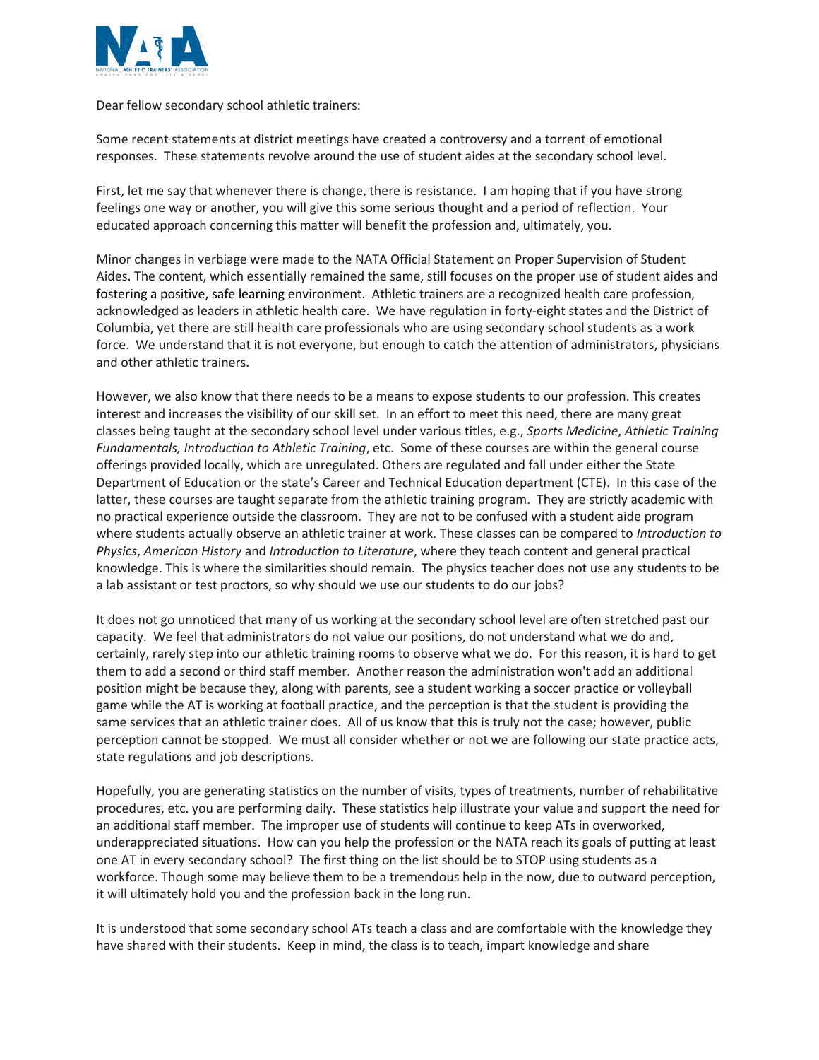Dear fellow secondary school athletic trainers:

Some recent statements at district meetings have created a controversy and a torrent of emotional responses. These statements revolve around the use of student aides at the secondary school level.

First, let me say that whenever there is change, there is resistance. I am hoping that if you have strong feelings one way or another, you will give this some serious thought and a period of reflection. Your educated approach concerning this matter will benefit the profession and, ultimately, you.

Minor changes in verbiage were made to the NATA Official Statement on Proper Supervision of Student Aides. The content, which essentially remained the same, still focuses on the proper use of student aides and fostering a positive, safe learning environment. Athletic trainers are a recognized health care profession, acknowledged as leaders in athletic health care. We have regulation in forty-eight states and the District of Columbia, yet there are still health care professionals who are using secondary school students as a work force. We understand that it is not everyone, but enough to catch the attention of administrators, physicians and other athletic trainers.

However, we also know that there needs to be a means to expose students to our profession. This creates interest and increases the visibility of our skill set. In an effort to meet this need, there are many great classes being taught at the secondary school level under various titles, e.g., *Sports Medicine*, *Athletic Training Fundamentals, Introduction to Athletic Training*, etc. Some of these courses are within the general course offerings provided locally, which are unregulated. Others are regulated and fall under either the State Department of Education or the state's Career and Technical Education department (CTE). In this case of the latter, these courses are taught separate from the athletic training program. They are strictly academic with no practical experience outside the classroom. They are not to be confused with a student aide program where students actually observe an athletic trainer at work. These classes can be compared to *Introduction to Physics*, *American History* and *Introduction to Literature*, where they teach content and general practical knowledge. This is where the similarities should remain. The physics teacher does not use any students to be a lab assistant or test proctors, so why should we use our students to do our jobs?

It does not go unnoticed that many of us working at the secondary school level are often stretched past our capacity. We feel that administrators do not value our positions, do not understand what we do and, certainly, rarely step into our athletic training rooms to observe what we do. For this reason, it is hard to get them to add a second or third staff member. Another reason the administration won't add an additional position might be because they, along with parents, see a student working a soccer practice or volleyball game while the AT is working at football practice, and the perception is that the student is providing the same services that an athletic trainer does. All of us know that this is truly not the case; however, public perception cannot be stopped. We must all consider whether or not we are following our state practice acts, state regulations and job descriptions.

Hopefully, you are generating statistics on the number of visits, types of treatments, number of rehabilitative procedures, etc. you are performing daily. These statistics help illustrate your value and support the need for an additional staff member. The improper use of students will continue to keep ATs in overworked, underappreciated situations. How can you help the profession or the NATA reach its goals of putting at least one AT in every secondary school? The first thing on the list should be to STOP using students as a workforce. Though some may believe them to be a tremendous help in the now, due to outward perception, it will ultimately hold you and the profession back in the long run.

It is understood that some secondary school ATs teach a class and are comfortable with the knowledge they have shared with their students. Keep in mind, the class is to teach, impart knowledge and share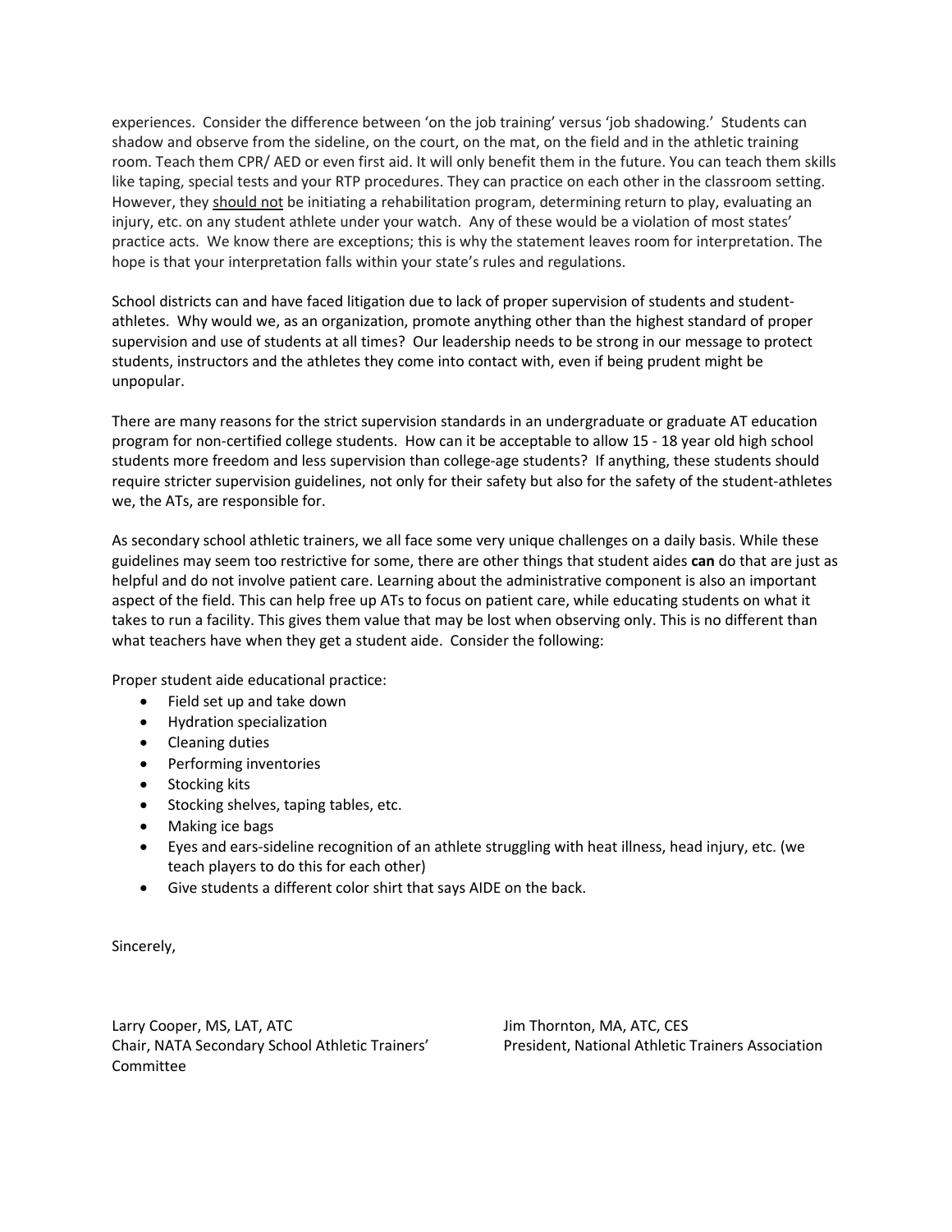experiences. Consider the difference between 'on the job training' versus 'job shadowing.' Students can shadow and observe from the sideline, on the court, on the mat, on the field and in the athletic training room. Teach them CPR/ AED or even first aid. It will only benefit them in the future. You can teach them skills like taping, special tests and your RTP procedures. They can practice on each other in the classroom setting. However, they <u>should not</u> be initiating a rehabilitation program, determining return to play, evaluating an injury, etc. on any student athlete under your watch. Any of these would be a violation of most states' practice acts. We know there are exceptions; this is why the statement leaves room for interpretation. The hope is that your interpretation falls within your state's rules and regulations.

School districts can and have faced litigation due to lack of proper supervision of students and student-athletes. Why would we, as an organization, promote anything other than the highest standard of proper supervision and use of students at all times? Our leadership needs to be strong in our message to protect students, instructors and the athletes they come into contact with, even if being prudent might be unpopular.

There are many reasons for the strict supervision standards in an undergraduate or graduate AT education program for non-certified college students. How can it be acceptable to allow 15 - 18 year old high school students more freedom and less supervision than college-age students? If anything, these students should require stricter supervision guidelines, not only for their safety but also for the safety of the student-athletes we, the ATs, are responsible for.

As secondary school athletic trainers, we all face some very unique challenges on a daily basis. While these guidelines may seem too restrictive for some, there are other things that student aides **can** do that are just as helpful and do not involve patient care. Learning about the administrative component is also an important aspect of the field. This can help free up ATs to focus on patient care, while educating students on what it takes to run a facility. This gives them value that may be lost when observing only. This is no different than what teachers have when they get a student aide. Consider the following:

Proper student aide educational practice:

- Field set up and take down
- Hydration specialization
- Cleaning duties
- Performing inventories
- Stocking kits
- Stocking shelves, taping tables, etc.
- Making ice bags
- Eyes and ears-sideline recognition of an athlete struggling with heat illness, head injury, etc. (we teach players to do this for each other)
- Give students a different color shirt that says AIDE on the back.

Sincerely,

Larry Cooper, MS, LAT, ATC
Chair, NATA Secondary School Athletic Trainers' Committee

Jim Thornton, MA, ATC, CES
President, National Athletic Trainers Association